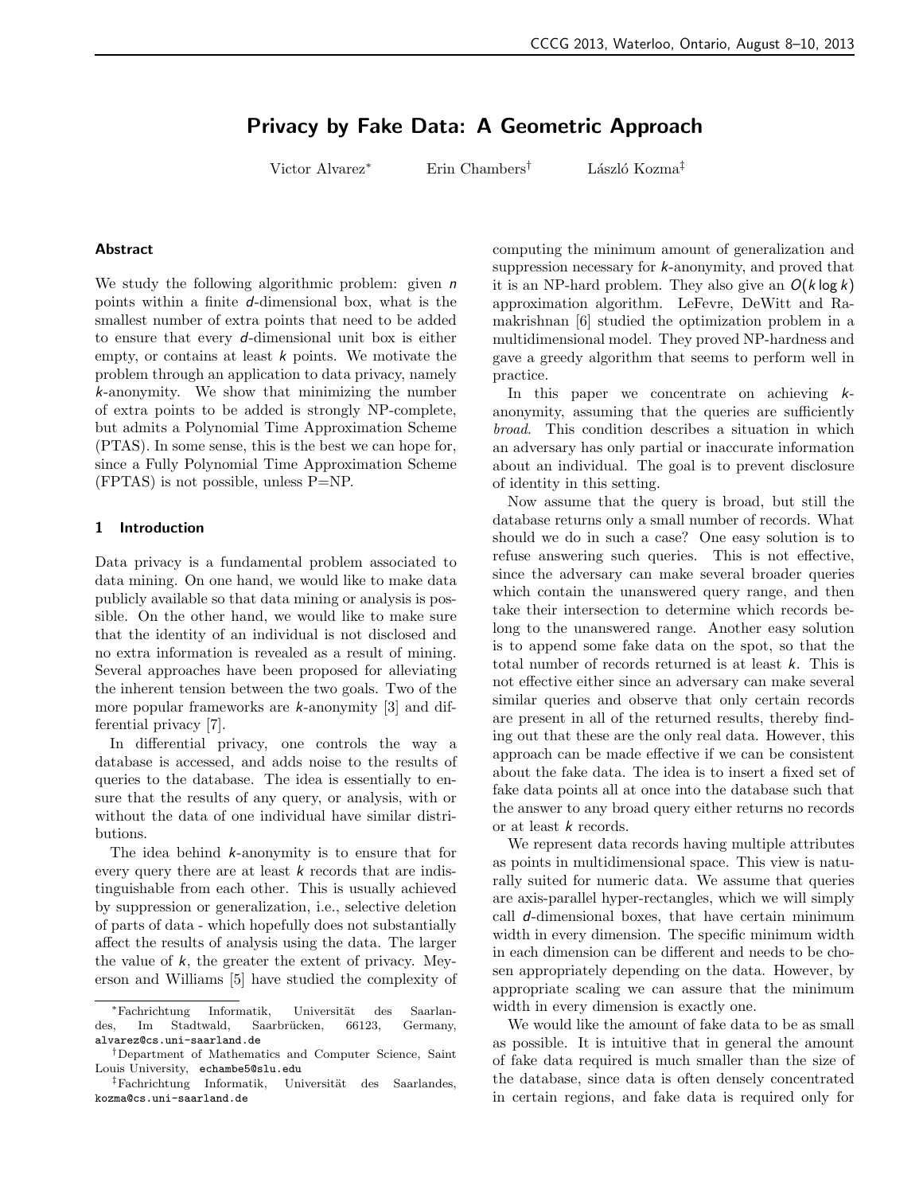# Privacy by Fake Data: A Geometric Approach

Victor Alvarez[*] Erin Chambers[†] László Kozma[‡]

### Abstract

We study the following algorithmic problem: given $n$ points within a finite $d$-dimensional box, what is the smallest number of extra points that need to be added to ensure that every $d$-dimensional unit box is either empty, or contains at least $k$ points. We motivate the problem through an application to data privacy, namely $k$-anonymity. We show that minimizing the number of extra points to be added is strongly NP-complete, but admits a Polynomial Time Approximation Scheme (PTAS). In some sense, this is the best we can hope for, since a Fully Polynomial Time Approximation Scheme (FPTAS) is not possible, unless P=NP.

## 1 Introduction

Data privacy is a fundamental problem associated to data mining. On one hand, we would like to make data publicly available so that data mining or analysis is possible. On the other hand, we would like to make sure that the identity of an individual is not disclosed and no extra information is revealed as a result of mining. Several approaches have been proposed for alleviating the inherent tension between the two goals. Two of the more popular frameworks are $k$-anonymity [3] and differential privacy [7].

In differential privacy, one controls the way a database is accessed, and adds noise to the results of queries to the database. The idea is essentially to ensure that the results of any query, or analysis, with or without the data of one individual have similar distributions.

The idea behind $k$-anonymity is to ensure that for every query there are at least $k$ records that are indistinguishable from each other. This is usually achieved by suppression or generalization, i.e., selective deletion of parts of data - which hopefully does not substantially affect the results of analysis using the data. The larger the value of $k$, the greater the extent of privacy. Meyerson and Williams [5] have studied the complexity of computing the minimum amount of generalization and suppression necessary for $k$-anonymity, and proved that it is an NP-hard problem. They also give an $O(k \log k)$ approximation algorithm. LeFevre, DeWitt and Ramakrishnan [6] studied the optimization problem in a multidimensional model. They proved NP-hardness and gave a greedy algorithm that seems to perform well in practice.

In this paper we concentrate on achieving $k$-anonymity, assuming that the queries are sufficiently *broad*. This condition describes a situation in which an adversary has only partial or inaccurate information about an individual. The goal is to prevent disclosure of identity in this setting.

Now assume that the query is broad, but still the database returns only a small number of records. What should we do in such a case? One easy solution is to refuse answering such queries. This is not effective, since the adversary can make several broader queries which contain the unanswered query range, and then take their intersection to determine which records belong to the unanswered range. Another easy solution is to append some fake data on the spot, so that the total number of records returned is at least $k$. This is not effective either since an adversary can make several similar queries and observe that only certain records are present in all of the returned results, thereby finding out that these are the only real data. However, this approach can be made effective if we can be consistent about the fake data. The idea is to insert a fixed set of fake data points all at once into the database such that the answer to any broad query either returns no records or at least $k$ records.

We represent data records having multiple attributes as points in multidimensional space. This view is naturally suited for numeric data. We assume that queries are axis-parallel hyper-rectangles, which we will simply call $d$-dimensional boxes, that have certain minimum width in every dimension. The specific minimum width in each dimension can be different and needs to be chosen appropriately depending on the data. However, by appropriate scaling we can assure that the minimum width in every dimension is exactly one.

We would like the amount of fake data to be as small as possible. It is intuitive that in general the amount of fake data required is much smaller than the size of the database, since data is often densely concentrated in certain regions, and fake data is required only for

---

[*] Fachrichtung Informatik, Universität des Saarlandes, Im Stadtwald, Saarbrücken, 66123, Germany, alvarez@cs.uni-saarland.de

[†] Department of Mathematics and Computer Science, Saint Louis University, echambe5@slu.edu

[‡] Fachrichtung Informatik, Universität des Saarlandes, kozma@cs.uni-saarland.de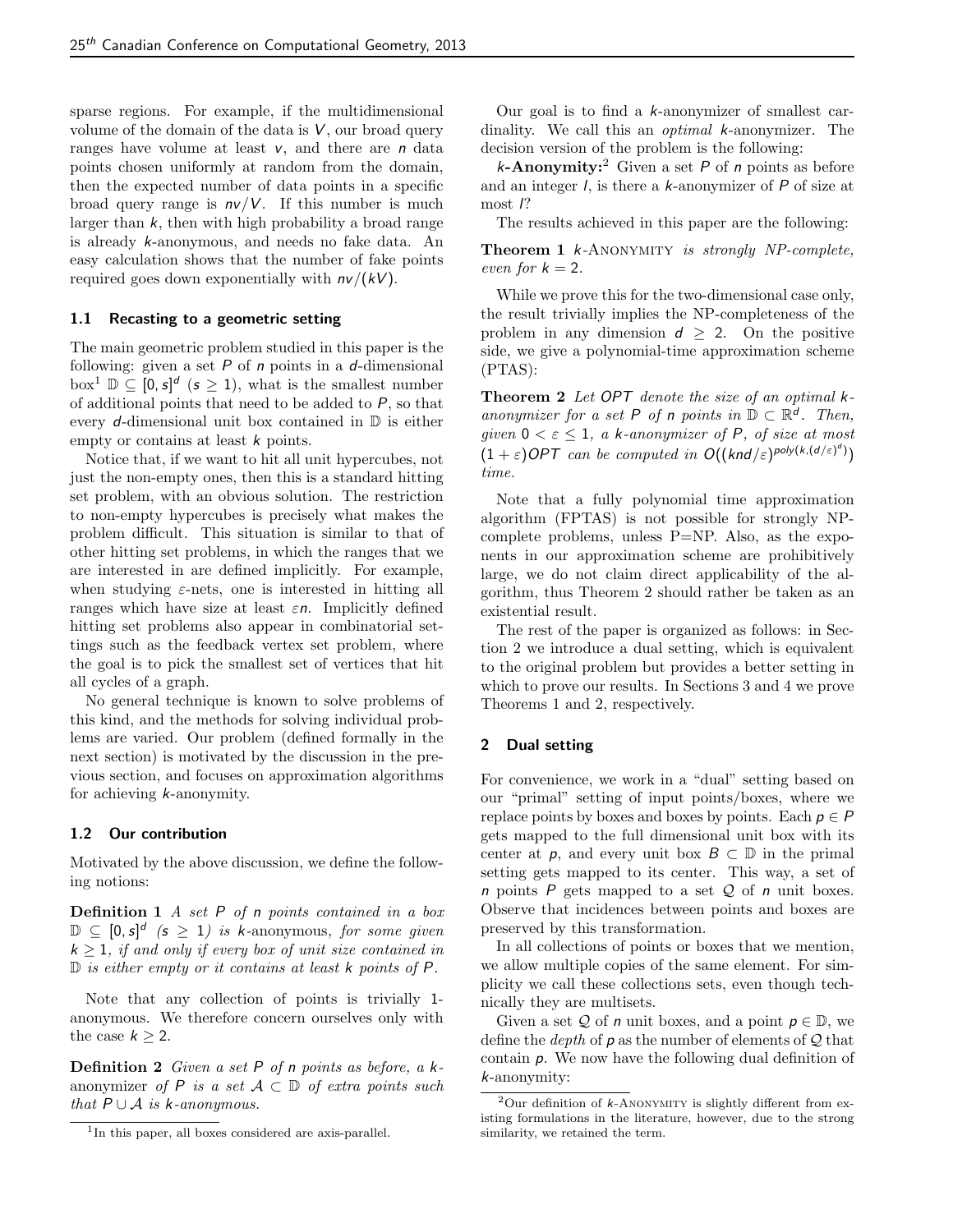sparse regions. For example, if the multidimensional volume of the domain of the data is $V$, our broad query ranges have volume at least $v$, and there are $n$ data points chosen uniformly at random from the domain, then the expected number of data points in a specific broad query range is $nv/V$. If this number is much larger than $k$, then with high probability a broad range is already $k$-anonymous, and needs no fake data. An easy calculation shows that the number of fake points required goes down exponentially with $nv/(kV)$.

### 1.1 Recasting to a geometric setting

The main geometric problem studied in this paper is the following: given a set $P$ of $n$ points in a $d$-dimensional box[1] $\mathbb{D} \subseteq [0, s]^d$ ($s \geq 1$), what is the smallest number of additional points that need to be added to $P$, so that every $d$-dimensional unit box contained in $\mathbb{D}$ is either empty or contains at least $k$ points.

Notice that, if we want to hit all unit hypercubes, not just the non-empty ones, then this is a standard hitting set problem, with an obvious solution. The restriction to non-empty hypercubes is precisely what makes the problem difficult. This situation is similar to that of other hitting set problems, in which the ranges that we are interested in are defined implicitly. For example, when studying $\varepsilon$-nets, one is interested in hitting all ranges which have size at least $\varepsilon n$. Implicitly defined hitting set problems also appear in combinatorial settings such as the feedback vertex set problem, where the goal is to pick the smallest set of vertices that hit all cycles of a graph.

No general technique is known to solve problems of this kind, and the methods for solving individual problems are varied. Our problem (defined formally in the next section) is motivated by the discussion in the previous section, and focuses on approximation algorithms for achieving $k$-anonymity.

### 1.2 Our contribution

Motivated by the above discussion, we define the following notions:

**Definition 1** *A set $P$ of $n$ points contained in a box $\mathbb{D} \subseteq [0, s]^d$ ($s \geq 1$) is $k$-anonymous, for some given $k \geq 1$, if and only if every box of unit size contained in $\mathbb{D}$ is either empty or it contains at least $k$ points of $P$.*

Note that any collection of points is trivially 1-anonymous. We therefore concern ourselves only with the case $k \geq 2$.

**Definition 2** *Given a set $P$ of $n$ points as before, a $k$-anonymizer of $P$ is a set $\mathcal{A} \subset \mathbb{D}$ of extra points such that $P \cup \mathcal{A}$ is $k$-anonymous.*

Our goal is to find a $k$-anonymizer of smallest cardinality. We call this an *optimal* $k$-anonymizer. The decision version of the problem is the following:

**$k$-Anonymity:**[2] Given a set $P$ of $n$ points as before and an integer $l$, is there a $k$-anonymizer of $P$ of size at most $l$?

The results achieved in this paper are the following:

**Theorem 1** *$k$-Anonymity is strongly NP-complete, even for $k = 2$.*

While we prove this for the two-dimensional case only, the result trivially implies the NP-completeness of the problem in any dimension $d \geq 2$. On the positive side, we give a polynomial-time approximation scheme (PTAS):

**Theorem 2** *Let $OPT$ denote the size of an optimal $k$-anonymizer for a set $P$ of $n$ points in $\mathbb{D} \subset \mathbb{R}^d$. Then, given $0 < \varepsilon \leq 1$, a $k$-anonymizer of $P$, of size at most $(1 + \varepsilon)OPT$ can be computed in $O((knd/\varepsilon)^{poly(k,(d/\varepsilon)^d)})$ time.*

Note that a fully polynomial time approximation algorithm (FPTAS) is not possible for strongly NP-complete problems, unless P=NP. Also, as the exponents in our approximation scheme are prohibitively large, we do not claim direct applicability of the algorithm, thus Theorem 2 should rather be taken as an existential result.

The rest of the paper is organized as follows: in Section 2 we introduce a dual setting, which is equivalent to the original problem but provides a better setting in which to prove our results. In Sections 3 and 4 we prove Theorems 1 and 2, respectively.

## 2 Dual setting

For convenience, we work in a "dual" setting based on our "primal" setting of input points/boxes, where we replace points by boxes and boxes by points. Each $p \in P$ gets mapped to the full dimensional unit box with its center at $p$, and every unit box $B \subset \mathbb{D}$ in the primal setting gets mapped to its center. This way, a set of $n$ points $P$ gets mapped to a set $\mathcal{Q}$ of $n$ unit boxes. Observe that incidences between points and boxes are preserved by this transformation.

In all collections of points or boxes that we mention, we allow multiple copies of the same element. For simplicity we call these collections sets, even though technically they are multisets.

Given a set $\mathcal{Q}$ of $n$ unit boxes, and a point $p \in \mathbb{D}$, we define the *depth* of $p$ as the number of elements of $\mathcal{Q}$ that contain $p$. We now have the following dual definition of $k$-anonymity:

[1] In this paper, all boxes considered are axis-parallel.

[2] Our definition of $k$-Anonymity is slightly different from existing formulations in the literature, however, due to the strong similarity, we retained the term.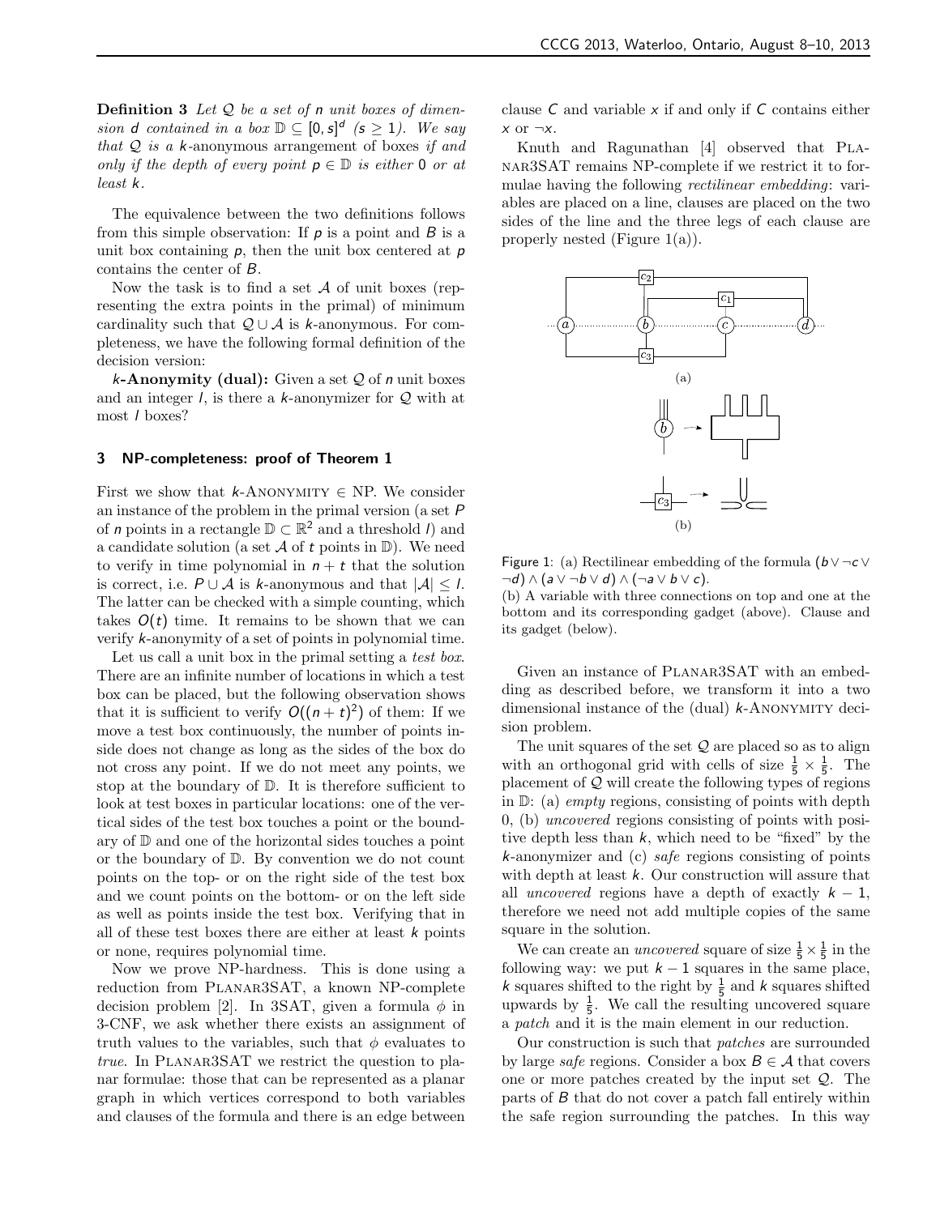**Definition 3** *Let $\mathcal{Q}$ be a set of $n$ unit boxes of dimension $d$ contained in a box $\mathbb{D} \subseteq [0, s]^d$ ($s \geq 1$). We say that $\mathcal{Q}$ is a $k$-anonymous arrangement of boxes if and only if the depth of every point $p \in \mathbb{D}$ is either 0 or at least $k$.*

The equivalence between the two definitions follows from this simple observation: If $p$ is a point and $B$ is a unit box containing $p$, then the unit box centered at $p$ contains the center of $B$.

Now the task is to find a set $\mathcal{A}$ of unit boxes (representing the extra points in the primal) of minimum cardinality such that $\mathcal{Q} \cup \mathcal{A}$ is $k$-anonymous. For completeness, we have the following formal definition of the decision version:

**$k$-Anonymity (dual):** Given a set $\mathcal{Q}$ of $n$ unit boxes and an integer $l$, is there a $k$-anonymizer for $\mathcal{Q}$ with at most $l$ boxes?

## 3 NP-completeness: proof of Theorem 1

First we show that $k$-Anonymity $\in$ NP. We consider an instance of the problem in the primal version (a set $P$ of $n$ points in a rectangle $\mathbb{D} \subset \mathbb{R}^2$ and a threshold $l$) and a candidate solution (a set $\mathcal{A}$ of $t$ points in $\mathbb{D}$). We need to verify in time polynomial in $n + t$ that the solution is correct, i.e. $P \cup \mathcal{A}$ is $k$-anonymous and that $|\mathcal{A}| \leq l$. The latter can be checked with a simple counting, which takes $O(t)$ time. It remains to be shown that we can verify $k$-anonymity of a set of points in polynomial time.

Let us call a unit box in the primal setting a *test box*. There are an infinite number of locations in which a test box can be placed, but the following observation shows that it is sufficient to verify $O((n + t)^2)$ of them: If we move a test box continuously, the number of points inside does not change as long as the sides of the box do not cross any point. If we do not meet any points, we stop at the boundary of $\mathbb{D}$. It is therefore sufficient to look at test boxes in particular locations: one of the vertical sides of the test box touches a point or the boundary of $\mathbb{D}$ and one of the horizontal sides touches a point or the boundary of $\mathbb{D}$. By convention we do not count points on the top- or on the right side of the test box and we count points on the bottom- or on the left side as well as points inside the test box. Verifying that in all of these test boxes there are either at least $k$ points or none, requires polynomial time.

Now we prove NP-hardness. This is done using a reduction from Planar3SAT, a known NP-complete decision problem [2]. In 3SAT, given a formula $\phi$ in 3-CNF, we ask whether there exists an assignment of truth values to the variables, such that $\phi$ evaluates to *true*. In Planar3SAT we restrict the question to planar formulae: those that can be represented as a planar graph in which vertices correspond to both variables and clauses of the formula and there is an edge between clause $C$ and variable $x$ if and only if $C$ contains either $x$ or $\neg x$.

Knuth and Ragunathan [4] observed that Planar3SAT remains NP-complete if we restrict it to formulae having the following *rectilinear embedding*: variables are placed on a line, clauses are placed on the two sides of the line and the three legs of each clause are properly nested (Figure 1(a)).

Figure 1: (a) Rectilinear embedding of the formula $(b \vee \neg c \vee \neg d) \wedge (a \vee \neg b \vee d) \wedge (\neg a \vee b \vee c)$.
(b) A variable with three connections on top and one at the bottom and its corresponding gadget (above). Clause and its gadget (below).

Given an instance of Planar3SAT with an embedding as described before, we transform it into a two dimensional instance of the (dual) $k$-Anonymity decision problem.

The unit squares of the set $\mathcal{Q}$ are placed so as to align with an orthogonal grid with cells of size $\frac{1}{5} \times \frac{1}{5}$. The placement of $\mathcal{Q}$ will create the following types of regions in $\mathbb{D}$: (a) *empty* regions, consisting of points with depth 0, (b) *uncovered* regions consisting of points with positive depth less than $k$, which need to be "fixed" by the $k$-anonymizer and (c) *safe* regions consisting of points with depth at least $k$. Our construction will assure that all *uncovered* regions have a depth of exactly $k - 1$, therefore we need not add multiple copies of the same square in the solution.

We can create an *uncovered* square of size $\frac{1}{5} \times \frac{1}{5}$ in the following way: we put $k - 1$ squares in the same place, $k$ squares shifted to the right by $\frac{1}{5}$ and $k$ squares shifted upwards by $\frac{1}{5}$. We call the resulting uncovered square a *patch* and it is the main element in our reduction.

Our construction is such that *patches* are surrounded by large *safe* regions. Consider a box $B \in \mathcal{A}$ that covers one or more patches created by the input set $\mathcal{Q}$. The parts of $B$ that do not cover a patch fall entirely within the safe region surrounding the patches. In this way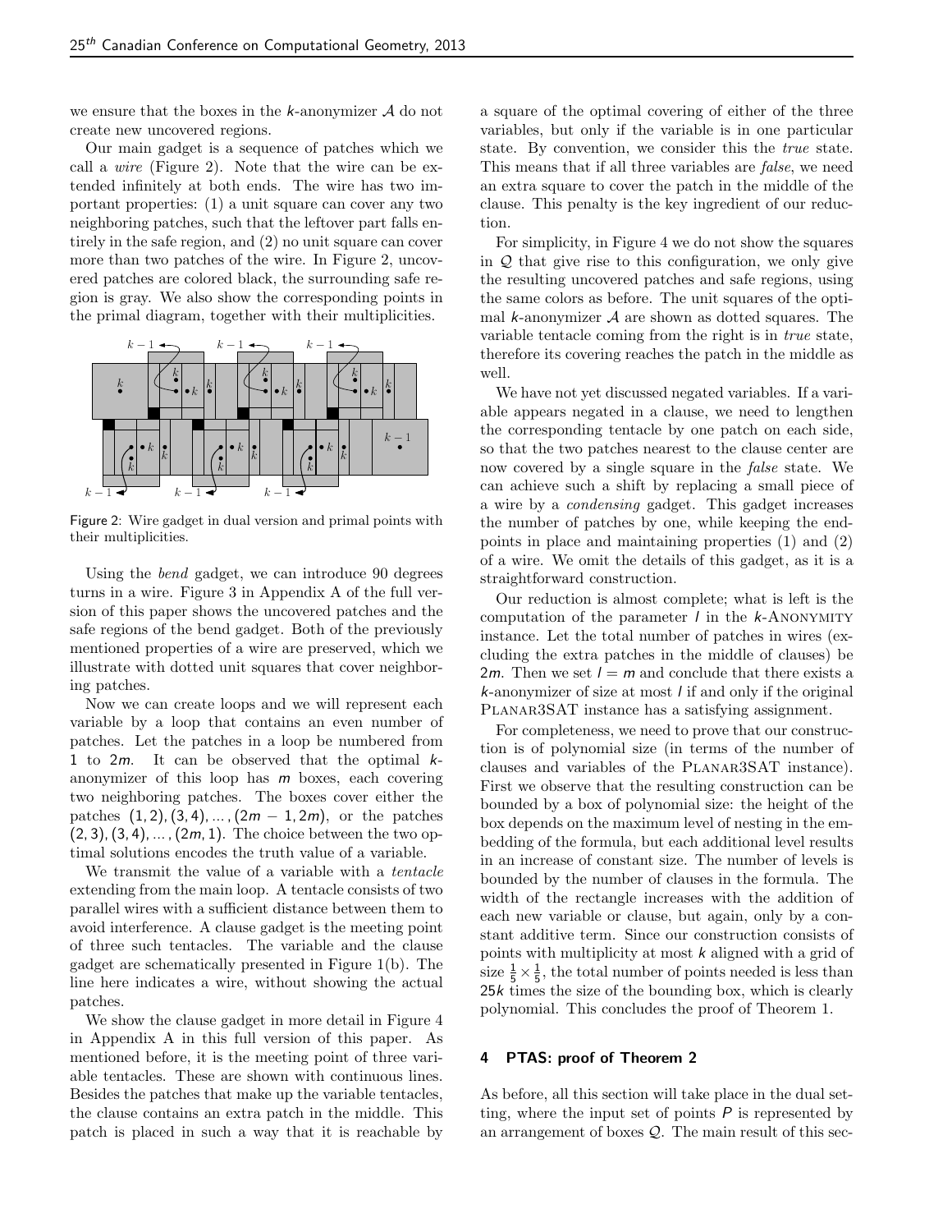we ensure that the boxes in the $k$-anonymizer $\mathcal{A}$ do not create new uncovered regions.

Our main gadget is a sequence of patches which we call a *wire* (Figure 2). Note that the wire can be extended infinitely at both ends. The wire has two important properties: (1) a unit square can cover any two neighboring patches, such that the leftover part falls entirely in the safe region, and (2) no unit square can cover more than two patches of the wire. In Figure 2, uncovered patches are colored black, the surrounding safe region is gray. We also show the corresponding points in the primal diagram, together with their multiplicities.

Figure 2: Wire gadget in dual version and primal points with their multiplicities.

Using the *bend* gadget, we can introduce 90 degrees turns in a wire. Figure 3 in Appendix A of the full version of this paper shows the uncovered patches and the safe regions of the bend gadget. Both of the previously mentioned properties of a wire are preserved, which we illustrate with dotted unit squares that cover neighboring patches.

Now we can create loops and we will represent each variable by a loop that contains an even number of patches. Let the patches in a loop be numbered from 1 to $2m$. It can be observed that the optimal $k$-anonymizer of this loop has $m$ boxes, each covering two neighboring patches. The boxes cover either the patches $(1, 2), (3, 4), \ldots, (2m-1, 2m)$, or the patches $(2, 3), (3, 4), \ldots, (2m, 1)$. The choice between the two optimal solutions encodes the truth value of a variable.

We transmit the value of a variable with a *tentacle* extending from the main loop. A tentacle consists of two parallel wires with a sufficient distance between them to avoid interference. A clause gadget is the meeting point of three such tentacles. The variable and the clause gadget are schematically presented in Figure 1(b). The line here indicates a wire, without showing the actual patches.

We show the clause gadget in more detail in Figure 4 in Appendix A in this full version of this paper. As mentioned before, it is the meeting point of three variable tentacles. These are shown with continuous lines. Besides the patches that make up the variable tentacles, the clause contains an extra patch in the middle. This patch is placed in such a way that it is reachable by a square of the optimal covering of either of the three variables, but only if the variable is in one particular state. By convention, we consider this the *true* state. This means that if all three variables are *false*, we need an extra square to cover the patch in the middle of the clause. This penalty is the key ingredient of our reduction.

For simplicity, in Figure 4 we do not show the squares in $\mathcal{Q}$ that give rise to this configuration, we only give the resulting uncovered patches and safe regions, using the same colors as before. The unit squares of the optimal $k$-anonymizer $\mathcal{A}$ are shown as dotted squares. The variable tentacle coming from the right is in *true* state, therefore its covering reaches the patch in the middle as well.

We have not yet discussed negated variables. If a variable appears negated in a clause, we need to lengthen the corresponding tentacle by one patch on each side, so that the two patches nearest to the clause center are now covered by a single square in the *false* state. We can achieve such a shift by replacing a small piece of a wire by a *condensing* gadget. This gadget increases the number of patches by one, while keeping the endpoints in place and maintaining properties (1) and (2) of a wire. We omit the details of this gadget, as it is a straightforward construction.

Our reduction is almost complete; what is left is the computation of the parameter $l$ in the $k$-ANONYMITY instance. Let the total number of patches in wires (excluding the extra patches in the middle of clauses) be $2m$. Then we set $l = m$ and conclude that there exists a $k$-anonymizer of size at most $l$ if and only if the original PLANAR3SAT instance has a satisfying assignment.

For completeness, we need to prove that our construction is of polynomial size (in terms of the number of clauses and variables of the PLANAR3SAT instance). First we observe that the resulting construction can be bounded by a box of polynomial size: the height of the box depends on the maximum level of nesting in the embedding of the formula, but each additional level results in an increase of constant size. The number of levels is bounded by the number of clauses in the formula. The width of the rectangle increases with the addition of each new variable or clause, but again, only by a constant additive term. Since our construction consists of points with multiplicity at most $k$ aligned with a grid of size $\frac{1}{5} \times \frac{1}{5}$, the total number of points needed is less than $25k$ times the size of the bounding box, which is clearly polynomial. This concludes the proof of Theorem 1.

## 4 PTAS: proof of Theorem 2

As before, all this section will take place in the dual setting, where the input set of points $P$ is represented by an arrangement of boxes $\mathcal{Q}$. The main result of this sec-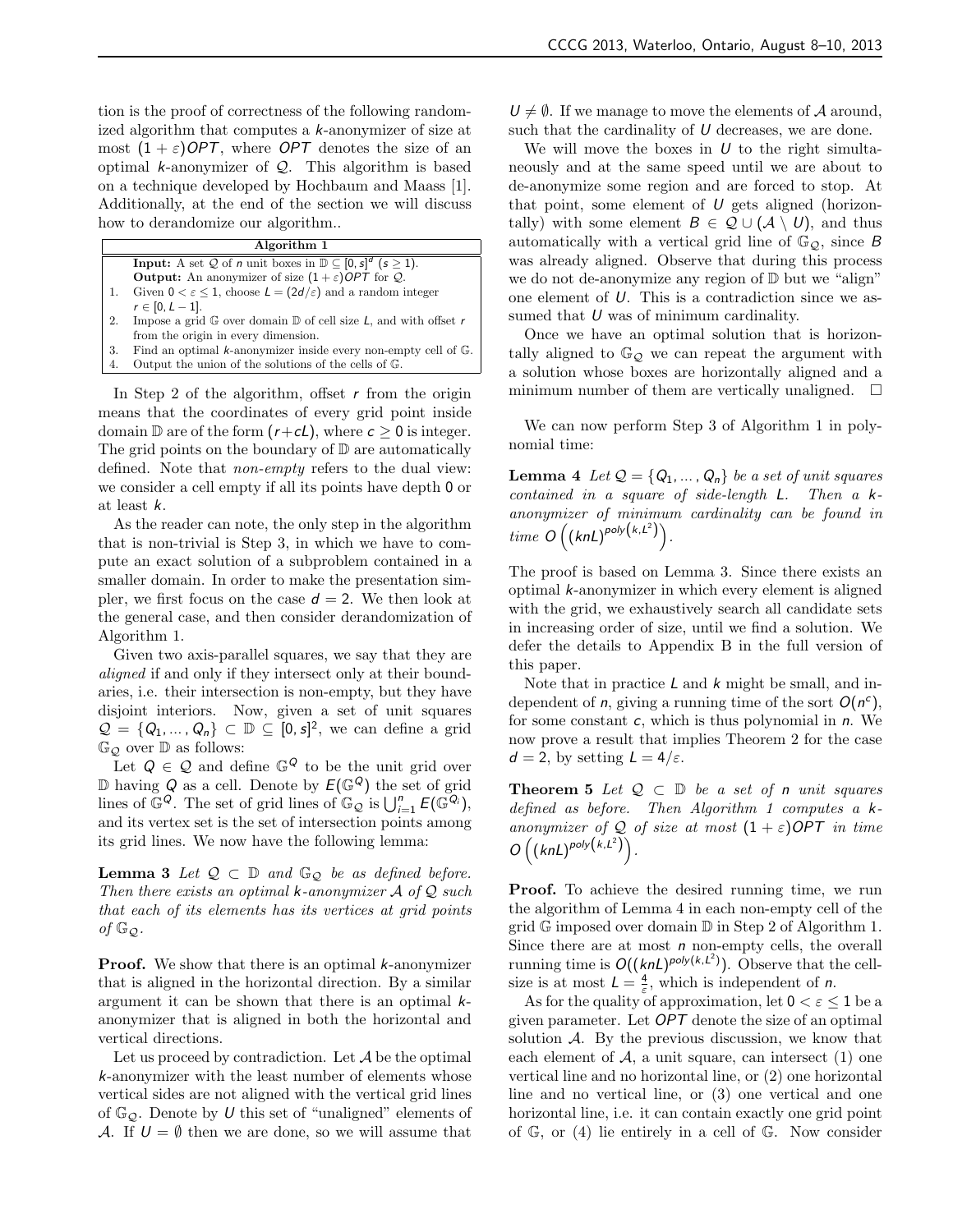tion is the proof of correctness of the following randomized algorithm that computes a $k$-anonymizer of size at most $(1+\varepsilon)OPT$, where $OPT$ denotes the size of an optimal $k$-anonymizer of $\mathcal{Q}$. This algorithm is based on a technique developed by Hochbaum and Maass [1]. Additionally, at the end of the section we will discuss how to derandomize our algorithm..

| Algorithm 1 |
|---|
| **Input:** A set $\mathcal{Q}$ of $n$ unit boxes in $\mathbb{D} \subseteq [0, s]^d$ ($s \geq 1$). |
| **Output:** An anonymizer of size $(1+\varepsilon)OPT$ for $\mathcal{Q}$. |
| 1. Given $0 < \varepsilon \leq 1$, choose $L = (2d/\varepsilon)$ and a random integer $r \in [0, L-1]$. |
| 2. Impose a grid $\mathbb{G}$ over domain $\mathbb{D}$ of cell size $L$, and with offset $r$ from the origin in every dimension. |
| 3. Find an optimal $k$-anonymizer inside every non-empty cell of $\mathbb{G}$. |
| 4. Output the union of the solutions of the cells of $\mathbb{G}$. |

In Step 2 of the algorithm, offset $r$ from the origin means that the coordinates of every grid point inside domain $\mathbb{D}$ are of the form $(r+cL)$, where $c \geq 0$ is integer. The grid points on the boundary of $\mathbb{D}$ are automatically defined. Note that *non-empty* refers to the dual view: we consider a cell empty if all its points have depth 0 or at least $k$.

As the reader can note, the only step in the algorithm that is non-trivial is Step 3, in which we have to compute an exact solution of a subproblem contained in a smaller domain. In order to make the presentation simpler, we first focus on the case $d = 2$. We then look at the general case, and then consider derandomization of Algorithm 1.

Given two axis-parallel squares, we say that they are *aligned* if and only if they intersect only at their boundaries, i.e. their intersection is non-empty, but they have disjoint interiors. Now, given a set of unit squares $\mathcal{Q} = \{Q_1, \dots, Q_n\} \subset \mathbb{D} \subseteq [0, s]^2$, we can define a grid $\mathbb{G}_\mathcal{Q}$ over $\mathbb{D}$ as follows:

Let $Q \in \mathcal{Q}$ and define $\mathbb{G}^Q$ to be the unit grid over $\mathbb{D}$ having $Q$ as a cell. Denote by $E(\mathbb{G}^Q)$ the set of grid lines of $\mathbb{G}^Q$. The set of grid lines of $\mathbb{G}_\mathcal{Q}$ is $\bigcup_{i=1}^{n} E(\mathbb{G}^{Q_i})$, and its vertex set is the set of intersection points among its grid lines. We now have the following lemma:

**Lemma 3** *Let $\mathcal{Q} \subset \mathbb{D}$ and $\mathbb{G}_\mathcal{Q}$ be as defined before. Then there exists an optimal $k$-anonymizer $\mathcal{A}$ of $\mathcal{Q}$ such that each of its elements has its vertices at grid points of $\mathbb{G}_\mathcal{Q}$.*

**Proof.** We show that there is an optimal $k$-anonymizer that is aligned in the horizontal direction. By a similar argument it can be shown that there is an optimal $k$-anonymizer that is aligned in both the horizontal and vertical directions.

Let us proceed by contradiction. Let $\mathcal{A}$ be the optimal $k$-anonymizer with the least number of elements whose vertical sides are not aligned with the vertical grid lines of $\mathbb{G}_\mathcal{Q}$. Denote by $U$ this set of "unaligned" elements of $\mathcal{A}$. If $U = \emptyset$ then we are done, so we will assume that $U \neq \emptyset$. If we manage to move the elements of $\mathcal{A}$ around, such that the cardinality of $U$ decreases, we are done.

We will move the boxes in $U$ to the right simultaneously and at the same speed until we are about to de-anonymize some region and are forced to stop. At that point, some element of $U$ gets aligned (horizontally) with some element $B \in \mathcal{Q} \cup (\mathcal{A} \setminus U)$, and thus automatically with a vertical grid line of $\mathbb{G}_\mathcal{Q}$, since $B$ was already aligned. Observe that during this process we do not de-anonymize any region of $\mathbb{D}$ but we "align" one element of $U$. This is a contradiction since we assumed that $U$ was of minimum cardinality.

Once we have an optimal solution that is horizontally aligned to $\mathbb{G}_\mathcal{Q}$ we can repeat the argument with a solution whose boxes are horizontally aligned and a minimum number of them are vertically unaligned. $\square$

We can now perform Step 3 of Algorithm 1 in polynomial time:

**Lemma 4** *Let $\mathcal{Q} = \{Q_1, \dots, Q_n\}$ be a set of unit squares contained in a square of side-length $L$. Then a $k$-anonymizer of minimum cardinality can be found in time $O\left((knL)^{poly(k, L^2)}\right)$.*

The proof is based on Lemma 3. Since there exists an optimal $k$-anonymizer in which every element is aligned with the grid, we exhaustively search all candidate sets in increasing order of size, until we find a solution. We defer the details to Appendix B in the full version of this paper.

Note that in practice $L$ and $k$ might be small, and independent of $n$, giving a running time of the sort $O(n^c)$, for some constant $c$, which is thus polynomial in $n$. We now prove a result that implies Theorem 2 for the case $d = 2$, by setting $L = 4/\varepsilon$.

**Theorem 5** *Let $\mathcal{Q} \subset \mathbb{D}$ be a set of $n$ unit squares defined as before. Then Algorithm 1 computes a $k$-anonymizer of $\mathcal{Q}$ of size at most $(1+\varepsilon)OPT$ in time $O\left((knL)^{poly(k, L^2)}\right)$.*

**Proof.** To achieve the desired running time, we run the algorithm of Lemma 4 in each non-empty cell of the grid $\mathbb{G}$ imposed over domain $\mathbb{D}$ in Step 2 of Algorithm 1. Since there are at most $n$ non-empty cells, the overall running time is $O((knL)^{poly(k, L^2)})$. Observe that the cell-size is at most $L = \frac{4}{\varepsilon}$, which is independent of $n$.

As for the quality of approximation, let $0 < \varepsilon \leq 1$ be a given parameter. Let $OPT$ denote the size of an optimal solution $\mathcal{A}$. By the previous discussion, we know that each element of $\mathcal{A}$, a unit square, can intersect (1) one vertical line and no horizontal line, or (2) one horizontal line and no vertical line, or (3) one vertical and one horizontal line, i.e. it can contain exactly one grid point of $\mathbb{G}$, or (4) lie entirely in a cell of $\mathbb{G}$. Now consider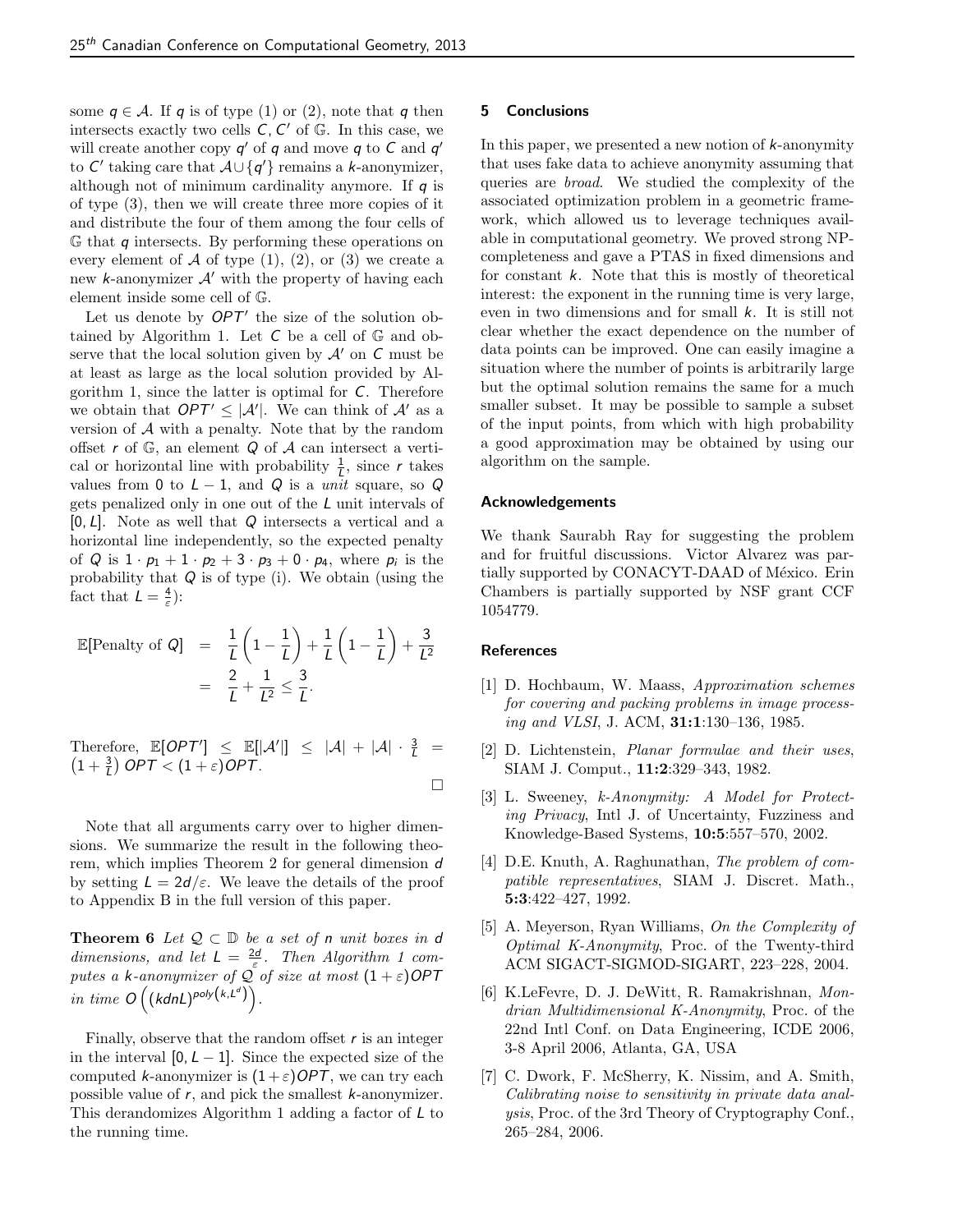some $q \in \mathcal{A}$. If $q$ is of type (1) or (2), note that $q$ then intersects exactly two cells $C, C'$ of $\mathbb{G}$. In this case, we will create another copy $q'$ of $q$ and move $q$ to $C$ and $q'$ to $C'$ taking care that $\mathcal{A} \cup \{q'\}$ remains a $k$-anonymizer, although not of minimum cardinality anymore. If $q$ is of type (3), then we will create three more copies of it and distribute the four of them among the four cells of $\mathbb{G}$ that $q$ intersects. By performing these operations on every element of $\mathcal{A}$ of type (1), (2), or (3) we create a new $k$-anonymizer $\mathcal{A}'$ with the property of having each element inside some cell of $\mathbb{G}$.

Let us denote by $OPT'$ the size of the solution obtained by Algorithm 1. Let $C$ be a cell of $\mathbb{G}$ and observe that the local solution given by $\mathcal{A}'$ on $C$ must be at least as large as the local solution provided by Algorithm 1, since the latter is optimal for $C$. Therefore we obtain that $OPT' \leq |\mathcal{A}'|$. We can think of $\mathcal{A}'$ as a version of $\mathcal{A}$ with a penalty. Note that by the random offset $r$ of $\mathbb{G}$, an element $Q$ of $\mathcal{A}$ can intersect a vertical or horizontal line with probability $\frac{1}{L}$, since $r$ takes values from $0$ to $L-1$, and $Q$ is a *unit* square, so $Q$ gets penalized only in one out of the $L$ unit intervals of $[0, L]$. Note as well that $Q$ intersects a vertical and a horizontal line independently, so the expected penalty of $Q$ is $1 \cdot p_1 + 1 \cdot p_2 + 3 \cdot p_3 + 0 \cdot p_4$, where $p_i$ is the probability that $Q$ is of type (i). We obtain (using the fact that $L = \frac{4}{\varepsilon}$):

$$
\begin{aligned}
\mathbb{E}[\text{Penalty of } Q] &= \frac{1}{L}\left(1 - \frac{1}{L}\right) + \frac{1}{L}\left(1 - \frac{1}{L}\right) + \frac{3}{L^2} \\
&= \frac{2}{L} + \frac{1}{L^2} \leq \frac{3}{L}.
\end{aligned}
$$

Therefore, $\mathbb{E}[OPT'] \leq \mathbb{E}[|\mathcal{A}'|] \leq |\mathcal{A}| + |\mathcal{A}| \cdot \frac{3}{L} = \left(1 + \frac{3}{L}\right) OPT < (1 + \varepsilon) OPT$. □

Note that all arguments carry over to higher dimensions. We summarize the result in the following theorem, which implies Theorem 2 for general dimension $d$ by setting $L = 2d/\varepsilon$. We leave the details of the proof to Appendix B in the full version of this paper.

**Theorem 6** *Let $\mathcal{Q} \subset \mathbb{D}$ be a set of $n$ unit boxes in $d$ dimensions, and let $L = \frac{2d}{\varepsilon}$. Then Algorithm 1 computes a $k$-anonymizer of $\mathcal{Q}$ of size at most $(1 + \varepsilon)OPT$ in time $O\left((kdnL)^{poly\left(k, L^d\right)}\right)$.*

Finally, observe that the random offset $r$ is an integer in the interval $[0, L-1]$. Since the expected size of the computed $k$-anonymizer is $(1+\varepsilon)OPT$, we can try each possible value of $r$, and pick the smallest $k$-anonymizer. This derandomizes Algorithm 1 adding a factor of $L$ to the running time.

## 5 Conclusions

In this paper, we presented a new notion of $k$-anonymity that uses fake data to achieve anonymity assuming that queries are *broad*. We studied the complexity of the associated optimization problem in a geometric framework, which allowed us to leverage techniques available in computational geometry. We proved strong NP-completeness and gave a PTAS in fixed dimensions and for constant $k$. Note that this is mostly of theoretical interest: the exponent in the running time is very large, even in two dimensions and for small $k$. It is still not clear whether the exact dependence on the number of data points can be improved. One can easily imagine a situation where the number of points is arbitrarily large but the optimal solution remains the same for a much smaller subset. It may be possible to sample a subset of the input points, from which with high probability a good approximation may be obtained by using our algorithm on the sample.

### Acknowledgements

We thank Saurabh Ray for suggesting the problem and for fruitful discussions. Victor Alvarez was partially supported by CONACYT-DAAD of México. Erin Chambers is partially supported by NSF grant CCF 1054779.

### References

[1] D. Hochbaum, W. Maass, *Approximation schemes for covering and packing problems in image processing and VLSI*, J. ACM, **31:1**:130–136, 1985.

[2] D. Lichtenstein, *Planar formulae and their uses*, SIAM J. Comput., **11:2**:329–343, 1982.

[3] L. Sweeney, *k-Anonymity: A Model for Protecting Privacy*, Intl J. of Uncertainty, Fuzziness and Knowledge-Based Systems, **10:5**:557–570, 2002.

[4] D.E. Knuth, A. Raghunathan, *The problem of compatible representatives*, SIAM J. Discret. Math., **5:3**:422–427, 1992.

[5] A. Meyerson, Ryan Williams, *On the Complexity of Optimal K-Anonymity*, Proc. of the Twenty-third ACM SIGACT-SIGMOD-SIGART, 223–228, 2004.

[6] K.LeFevre, D. J. DeWitt, R. Ramakrishnan, *Mondrian Multidimensional K-Anonymity*, Proc. of the 22nd Intl Conf. on Data Engineering, ICDE 2006, 3-8 April 2006, Atlanta, GA, USA

[7] C. Dwork, F. McSherry, K. Nissim, and A. Smith, *Calibrating noise to sensitivity in private data analysis*, Proc. of the 3rd Theory of Cryptography Conf., 265–284, 2006.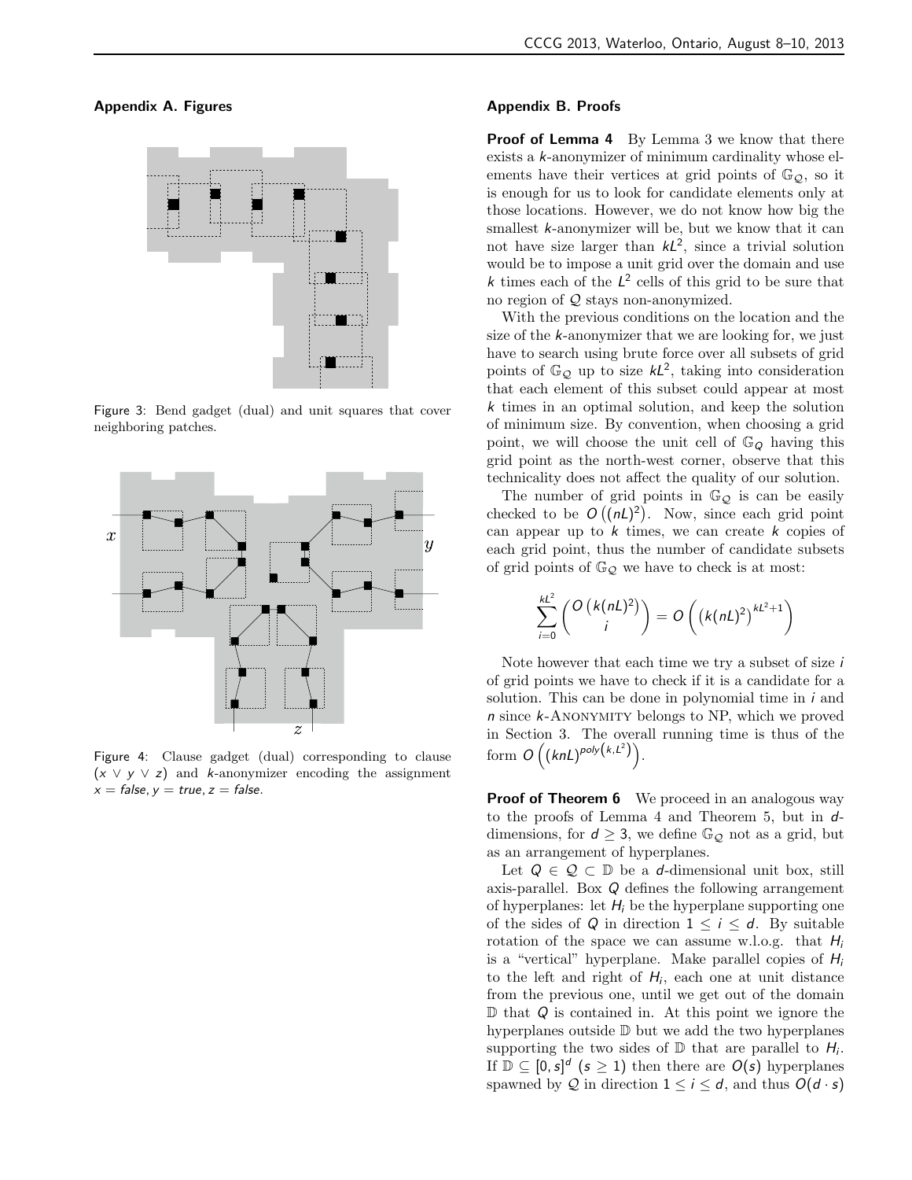## Appendix A. Figures

Figure 3: Bend gadget (dual) and unit squares that cover neighboring patches.

Figure 4: Clause gadget (dual) corresponding to clause $(x \vee y \vee z)$ and $k$-anonymizer encoding the assignment $x = false, y = true, z = false$.

## Appendix B. Proofs

**Proof of Lemma 4** By Lemma 3 we know that there exists a $k$-anonymizer of minimum cardinality whose elements have their vertices at grid points of $\mathbb{G}_{\mathcal{Q}}$, so it is enough for us to look for candidate elements only at those locations. However, we do not know how big the smallest $k$-anonymizer will be, but we know that it can not have size larger than $kL^2$, since a trivial solution would be to impose a unit grid over the domain and use $k$ times each of the $L^2$ cells of this grid to be sure that no region of $\mathcal{Q}$ stays non-anonymized.

With the previous conditions on the location and the size of the $k$-anonymizer that we are looking for, we just have to search using brute force over all subsets of grid points of $\mathbb{G}_{\mathcal{Q}}$ up to size $kL^2$, taking into consideration that each element of this subset could appear at most $k$ times in an optimal solution, and keep the solution of minimum size. By convention, when choosing a grid point, we will choose the unit cell of $\mathbb{G}_Q$ having this grid point as the north-west corner, observe that this technicality does not affect the quality of our solution.

The number of grid points in $\mathbb{G}_{\mathcal{Q}}$ is can be easily checked to be $O\left((nL)^2\right)$. Now, since each grid point can appear up to $k$ times, we can create $k$ copies of each grid point, thus the number of candidate subsets of grid points of $\mathbb{G}_{\mathcal{Q}}$ we have to check is at most:

$$\sum_{i=0}^{kL^2} \binom{O\left(k(nL)^2\right)}{i} = O\left(\left(k(nL)^2\right)^{kL^2+1}\right)$$

Note however that each time we try a subset of size $i$ of grid points we have to check if it is a candidate for a solution. This can be done in polynomial time in $i$ and $n$ since $k$-Anonymity belongs to NP, which we proved in Section 3. The overall running time is thus of the form $O\left((knL)^{poly\left(k,L^2\right)}\right)$.

**Proof of Theorem 6** We proceed in an analogous way to the proofs of Lemma 4 and Theorem 5, but in $d$-dimensions, for $d \geq 3$, we define $\mathbb{G}_{\mathcal{Q}}$ not as a grid, but as an arrangement of hyperplanes.

Let $Q \in \mathcal{Q} \subset \mathbb{D}$ be a $d$-dimensional unit box, still axis-parallel. Box $Q$ defines the following arrangement of hyperplanes: let $H_i$ be the hyperplane supporting one of the sides of $Q$ in direction $1 \leq i \leq d$. By suitable rotation of the space we can assume w.l.o.g. that $H_i$ is a "vertical" hyperplane. Make parallel copies of $H_i$ to the left and right of $H_i$, each one at unit distance from the previous one, until we get out of the domain $\mathbb{D}$ that $Q$ is contained in. At this point we ignore the hyperplanes outside $\mathbb{D}$ but we add the two hyperplanes supporting the two sides of $\mathbb{D}$ that are parallel to $H_i$. If $\mathbb{D} \subseteq [0, s]^d$ ($s \geq 1$) then there are $O(s)$ hyperplanes spawned by $\mathcal{Q}$ in direction $1 \leq i \leq d$, and thus $O(d \cdot s)$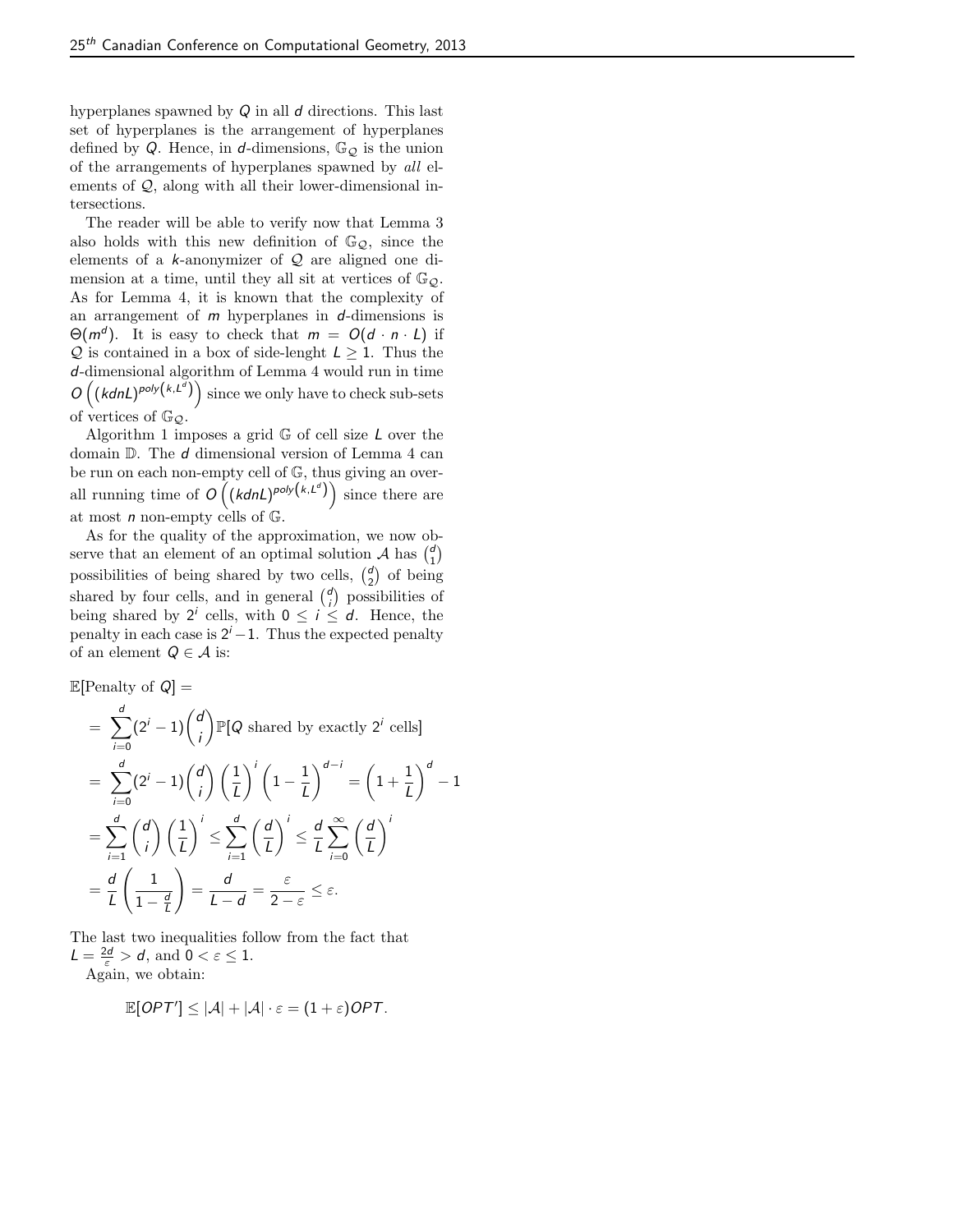hyperplanes spawned by $Q$ in all $d$ directions. This last set of hyperplanes is the arrangement of hyperplanes defined by $Q$. Hence, in $d$-dimensions, $\mathbb{G}_{\mathcal{Q}}$ is the union of the arrangements of hyperplanes spawned by *all* elements of $\mathcal{Q}$, along with all their lower-dimensional intersections.

The reader will be able to verify now that Lemma 3 also holds with this new definition of $\mathbb{G}_{\mathcal{Q}}$, since the elements of a $k$-anonymizer of $\mathcal{Q}$ are aligned one dimension at a time, until they all sit at vertices of $\mathbb{G}_{\mathcal{Q}}$. As for Lemma 4, it is known that the complexity of an arrangement of $m$ hyperplanes in $d$-dimensions is $\Theta(m^d)$. It is easy to check that $m = O(d \cdot n \cdot L)$ if $\mathcal{Q}$ is contained in a box of side-lenght $L \geq 1$. Thus the $d$-dimensional algorithm of Lemma 4 would run in time $O\left((kdnL)^{poly\left(k,L^d\right)}\right)$ since we only have to check sub-sets of vertices of $\mathbb{G}_{\mathcal{Q}}$.

Algorithm 1 imposes a grid $\mathbb{G}$ of cell size $L$ over the domain $\mathbb{D}$. The $d$ dimensional version of Lemma 4 can be run on each non-empty cell of $\mathbb{G}$, thus giving an overall running time of $O\left((kdnL)^{poly\left(k,L^d\right)}\right)$ since there are at most $n$ non-empty cells of $\mathbb{G}$.

As for the quality of the approximation, we now observe that an element of an optimal solution $\mathcal{A}$ has $\binom{d}{1}$ possibilities of being shared by two cells, $\binom{d}{2}$ of being shared by four cells, and in general $\binom{d}{i}$ possibilities of being shared by $2^i$ cells, with $0 \leq i \leq d$. Hence, the penalty in each case is $2^i - 1$. Thus the expected penalty of an element $Q \in \mathcal{A}$ is:

$$
\begin{aligned}
\mathbb{E}[\text{Penalty of } Q] &= \\
&= \sum_{i=0}^{d}(2^i - 1)\binom{d}{i}\mathbb{P}[Q \text{ shared by exactly } 2^i \text{ cells}] \\
&= \sum_{i=0}^{d}(2^i - 1)\binom{d}{i}\left(\frac{1}{L}\right)^i\left(1 - \frac{1}{L}\right)^{d-i} = \left(1 + \frac{1}{L}\right)^d - 1 \\
&= \sum_{i=1}^{d}\binom{d}{i}\left(\frac{1}{L}\right)^i \leq \sum_{i=1}^{d}\left(\frac{d}{L}\right)^i \leq \frac{d}{L}\sum_{i=0}^{\infty}\left(\frac{d}{L}\right)^i \\
&= \frac{d}{L}\left(\frac{1}{1 - \frac{d}{L}}\right) = \frac{d}{L - d} = \frac{\varepsilon}{2 - \varepsilon} \leq \varepsilon.
\end{aligned}
$$

The last two inequalities follow from the fact that $L = \frac{2d}{\varepsilon} > d$, and $0 < \varepsilon \leq 1$.

Again, we obtain:

$$\mathbb{E}[OPT'] \leq |\mathcal{A}| + |\mathcal{A}| \cdot \varepsilon = (1 + \varepsilon)OPT.$$